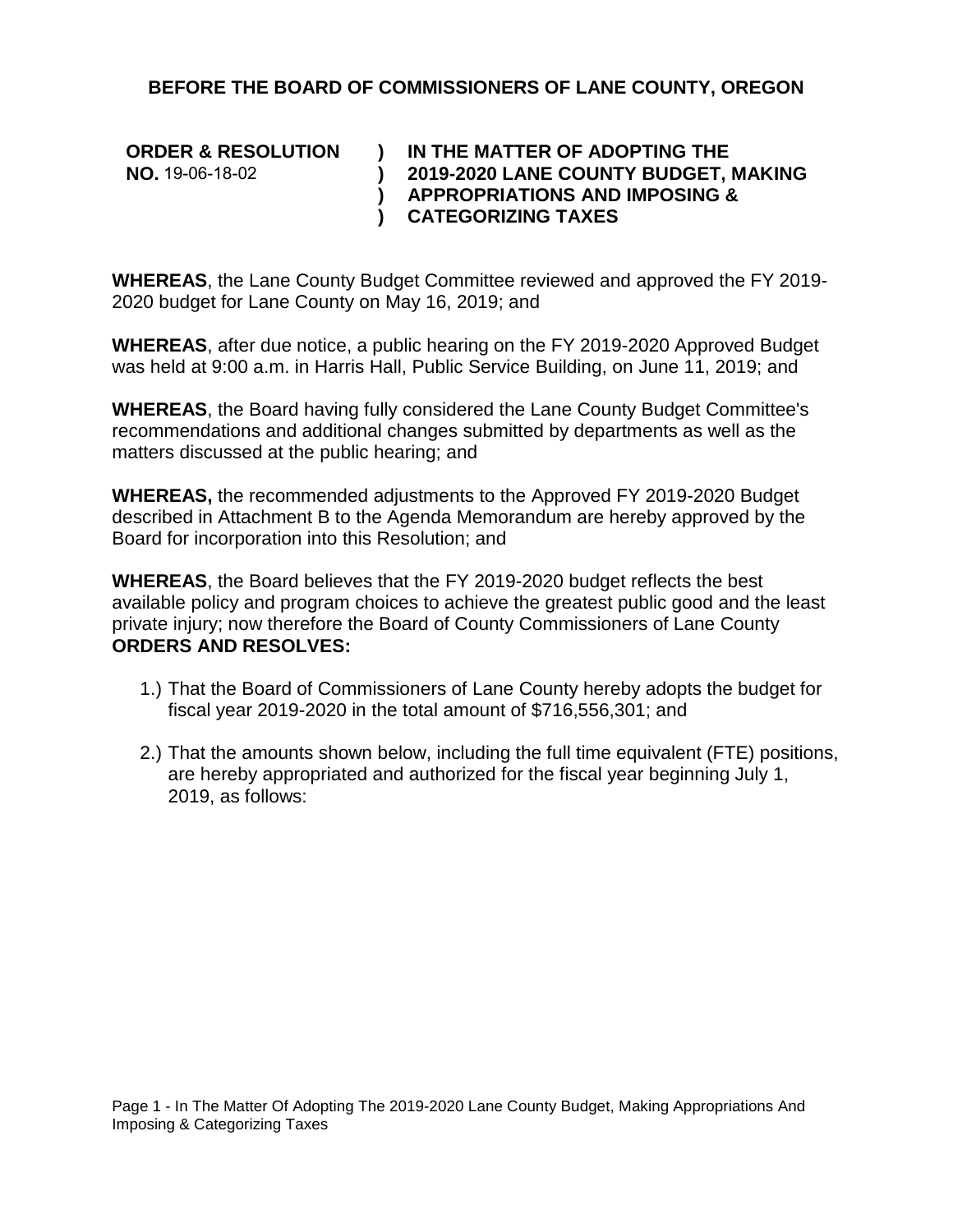# BEFORE THE BOARD OF COMMISSIONERS OF LANE COUNTY, OREGON

| | | |
|---|---|---|
| **ORDER & RESOLUTION NO.** 19-06-18-02 | **)**<br>**)**<br>**)**<br>**)** | **IN THE MATTER OF ADOPTING THE 2019-2020 LANE COUNTY BUDGET, MAKING APPROPRIATIONS AND IMPOSING & CATEGORIZING TAXES** |

**WHEREAS**, the Lane County Budget Committee reviewed and approved the FY 2019-2020 budget for Lane County on May 16, 2019; and

**WHEREAS**, after due notice, a public hearing on the FY 2019-2020 Approved Budget was held at 9:00 a.m. in Harris Hall, Public Service Building, on June 11, 2019; and

**WHEREAS**, the Board having fully considered the Lane County Budget Committee's recommendations and additional changes submitted by departments as well as the matters discussed at the public hearing; and

**WHEREAS,** the recommended adjustments to the Approved FY 2019-2020 Budget described in Attachment B to the Agenda Memorandum are hereby approved by the Board for incorporation into this Resolution; and

**WHEREAS**, the Board believes that the FY 2019-2020 budget reflects the best available policy and program choices to achieve the greatest public good and the least private injury; now therefore the Board of County Commissioners of Lane County **ORDERS AND RESOLVES:**

1.) That the Board of Commissioners of Lane County hereby adopts the budget for fiscal year 2019-2020 in the total amount of $716,556,301; and

2.) That the amounts shown below, including the full time equivalent (FTE) positions, are hereby appropriated and authorized for the fiscal year beginning July 1, 2019, as follows: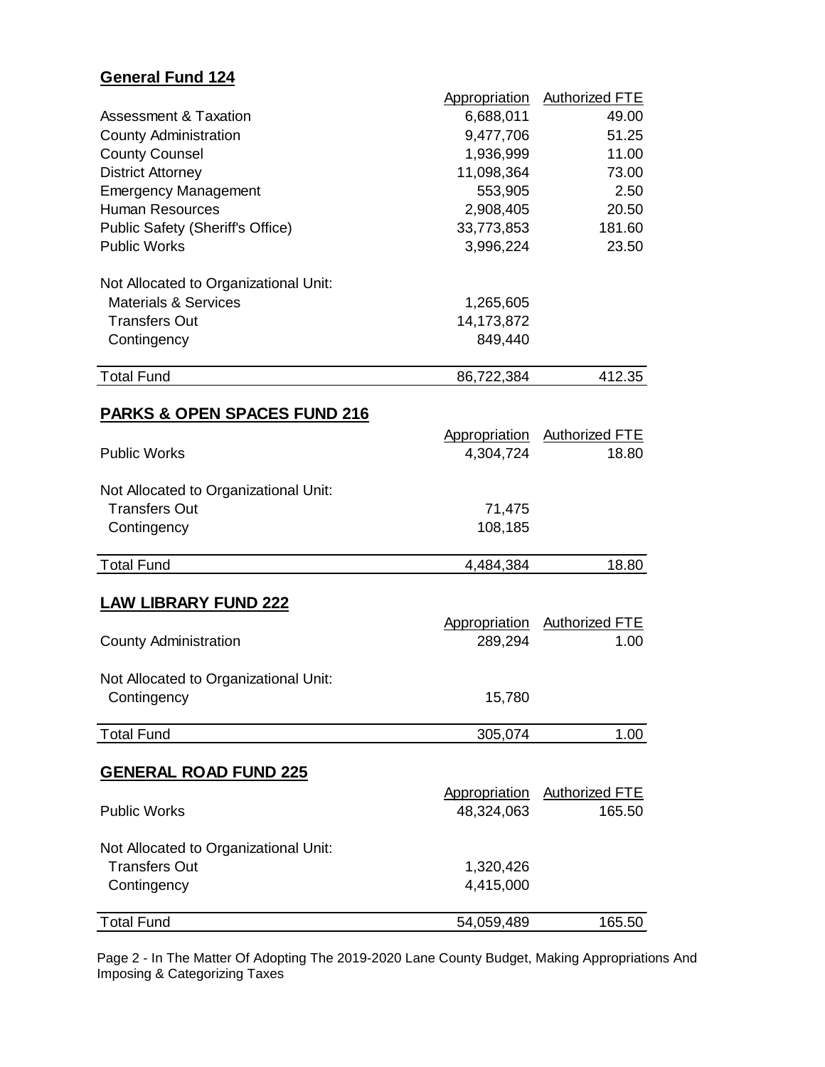## General Fund 124

| | Appropriation | Authorized FTE |
|---|---|---|
| Assessment & Taxation | 6,688,011 | 49.00 |
| County Administration | 9,477,706 | 51.25 |
| County Counsel | 1,936,999 | 11.00 |
| District Attorney | 11,098,364 | 73.00 |
| Emergency Management | 553,905 | 2.50 |
| Human Resources | 2,908,405 | 20.50 |
| Public Safety (Sheriff's Office) | 33,773,853 | 181.60 |
| Public Works | 3,996,224 | 23.50 |
| Not Allocated to Organizational Unit: | | |
| Materials & Services | 1,265,605 | |
| Transfers Out | 14,173,872 | |
| Contingency | 849,440 | |
| Total Fund | 86,722,384 | 412.35 |

## PARKS & OPEN SPACES FUND 216

| | Appropriation | Authorized FTE |
|---|---|---|
| Public Works | 4,304,724 | 18.80 |
| Not Allocated to Organizational Unit: | | |
| Transfers Out | 71,475 | |
| Contingency | 108,185 | |
| Total Fund | 4,484,384 | 18.80 |

## LAW LIBRARY FUND 222

| | Appropriation | Authorized FTE |
|---|---|---|
| County Administration | 289,294 | 1.00 |
| Not Allocated to Organizational Unit: | | |
| Contingency | 15,780 | |
| Total Fund | 305,074 | 1.00 |

## GENERAL ROAD FUND 225

| | Appropriation | Authorized FTE |
|---|---|---|
| Public Works | 48,324,063 | 165.50 |
| Not Allocated to Organizational Unit: | | |
| Transfers Out | 1,320,426 | |
| Contingency | 4,415,000 | |
| Total Fund | 54,059,489 | 165.50 |

Page 2 - In The Matter Of Adopting The 2019-2020 Lane County Budget, Making Appropriations And Imposing & Categorizing Taxes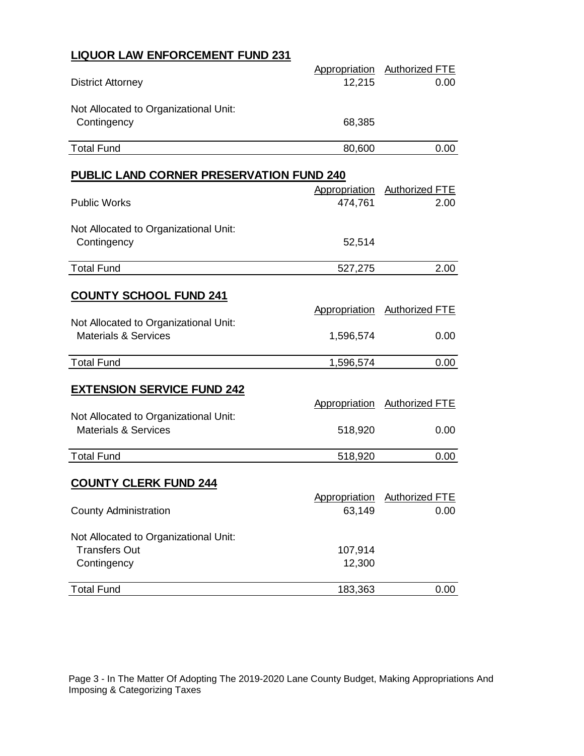## LIQUOR LAW ENFORCEMENT FUND 231

| | Appropriation | Authorized FTE |
|---|---|---|
| District Attorney | 12,215 | 0.00 |
| Not Allocated to Organizational Unit: | | |
| Contingency | 68,385 | |
| Total Fund | 80,600 | 0.00 |

## PUBLIC LAND CORNER PRESERVATION FUND 240

| | Appropriation | Authorized FTE |
|---|---|---|
| Public Works | 474,761 | 2.00 |
| Not Allocated to Organizational Unit: | | |
| Contingency | 52,514 | |
| Total Fund | 527,275 | 2.00 |

## COUNTY SCHOOL FUND 241

| | Appropriation | Authorized FTE |
|---|---|---|
| Not Allocated to Organizational Unit: | | |
| Materials & Services | 1,596,574 | 0.00 |
| Total Fund | 1,596,574 | 0.00 |

## EXTENSION SERVICE FUND 242

| | Appropriation | Authorized FTE |
|---|---|---|
| Not Allocated to Organizational Unit: | | |
| Materials & Services | 518,920 | 0.00 |
| Total Fund | 518,920 | 0.00 |

## COUNTY CLERK FUND 244

| | Appropriation | Authorized FTE |
|---|---|---|
| County Administration | 63,149 | 0.00 |
| Not Allocated to Organizational Unit: | | |
| Transfers Out | 107,914 | |
| Contingency | 12,300 | |
| Total Fund | 183,363 | 0.00 |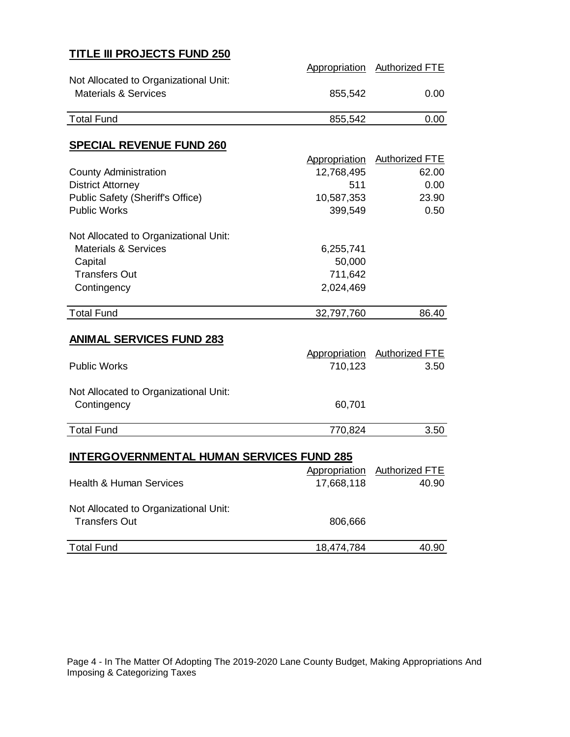## TITLE III PROJECTS FUND 250

| | Appropriation | Authorized FTE |
|---|---|---|
| Not Allocated to Organizational Unit: | | |
| Materials & Services | 855,542 | 0.00 |
| Total Fund | 855,542 | 0.00 |

## SPECIAL REVENUE FUND 260

| | Appropriation | Authorized FTE |
|---|---|---|
| County Administration | 12,768,495 | 62.00 |
| District Attorney | 511 | 0.00 |
| Public Safety (Sheriff's Office) | 10,587,353 | 23.90 |
| Public Works | 399,549 | 0.50 |
| Not Allocated to Organizational Unit: | | |
| Materials & Services | 6,255,741 | |
| Capital | 50,000 | |
| Transfers Out | 711,642 | |
| Contingency | 2,024,469 | |
| Total Fund | 32,797,760 | 86.40 |

## ANIMAL SERVICES FUND 283

| | Appropriation | Authorized FTE |
|---|---|---|
| Public Works | 710,123 | 3.50 |
| Not Allocated to Organizational Unit: | | |
| Contingency | 60,701 | |
| Total Fund | 770,824 | 3.50 |

## INTERGOVERNMENTAL HUMAN SERVICES FUND 285

| | Appropriation | Authorized FTE |
|---|---|---|
| Health & Human Services | 17,668,118 | 40.90 |
| Not Allocated to Organizational Unit: | | |
| Transfers Out | 806,666 | |
| Total Fund | 18,474,784 | 40.90 |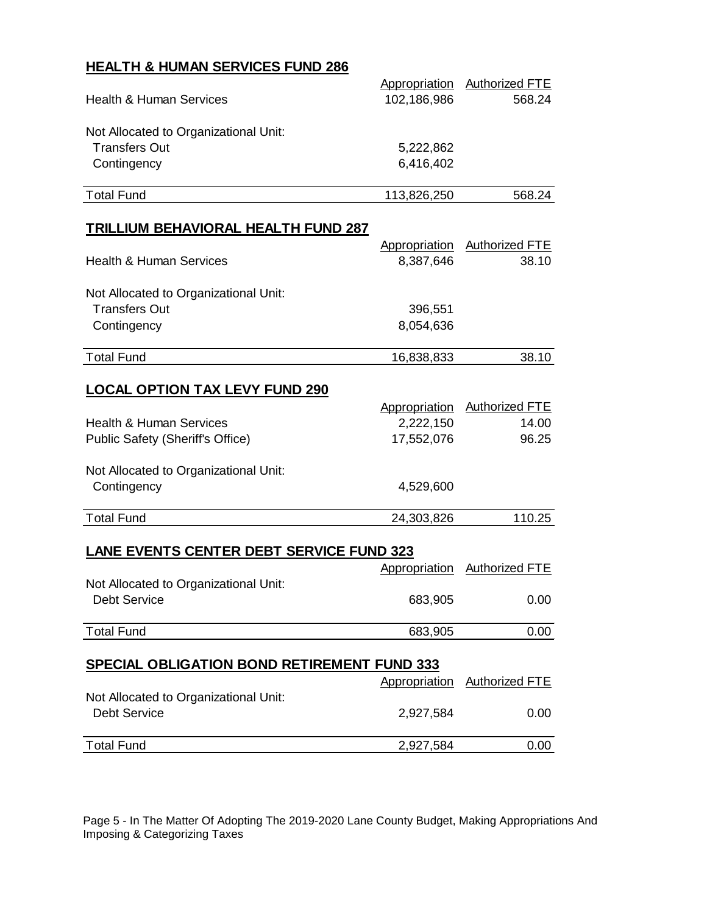## HEALTH & HUMAN SERVICES FUND 286

| | Appropriation | Authorized FTE |
|---|---|---|
| Health & Human Services | 102,186,986 | 568.24 |
| Not Allocated to Organizational Unit: | | |
| Transfers Out | 5,222,862 | |
| Contingency | 6,416,402 | |
| Total Fund | 113,826,250 | 568.24 |

## TRILLIUM BEHAVIORAL HEALTH FUND 287

| | Appropriation | Authorized FTE |
|---|---|---|
| Health & Human Services | 8,387,646 | 38.10 |
| Not Allocated to Organizational Unit: | | |
| Transfers Out | 396,551 | |
| Contingency | 8,054,636 | |
| Total Fund | 16,838,833 | 38.10 |

## LOCAL OPTION TAX LEVY FUND 290

| | Appropriation | Authorized FTE |
|---|---|---|
| Health & Human Services | 2,222,150 | 14.00 |
| Public Safety (Sheriff's Office) | 17,552,076 | 96.25 |
| Not Allocated to Organizational Unit: | | |
| Contingency | 4,529,600 | |
| Total Fund | 24,303,826 | 110.25 |

## LANE EVENTS CENTER DEBT SERVICE FUND 323

| | Appropriation | Authorized FTE |
|---|---|---|
| Not Allocated to Organizational Unit: | | |
| Debt Service | 683,905 | 0.00 |
| Total Fund | 683,905 | 0.00 |

## SPECIAL OBLIGATION BOND RETIREMENT FUND 333

| | Appropriation | Authorized FTE |
|---|---|---|
| Not Allocated to Organizational Unit: | | |
| Debt Service | 2,927,584 | 0.00 |
| Total Fund | 2,927,584 | 0.00 |

Page 5 - In The Matter Of Adopting The 2019-2020 Lane County Budget, Making Appropriations And Imposing & Categorizing Taxes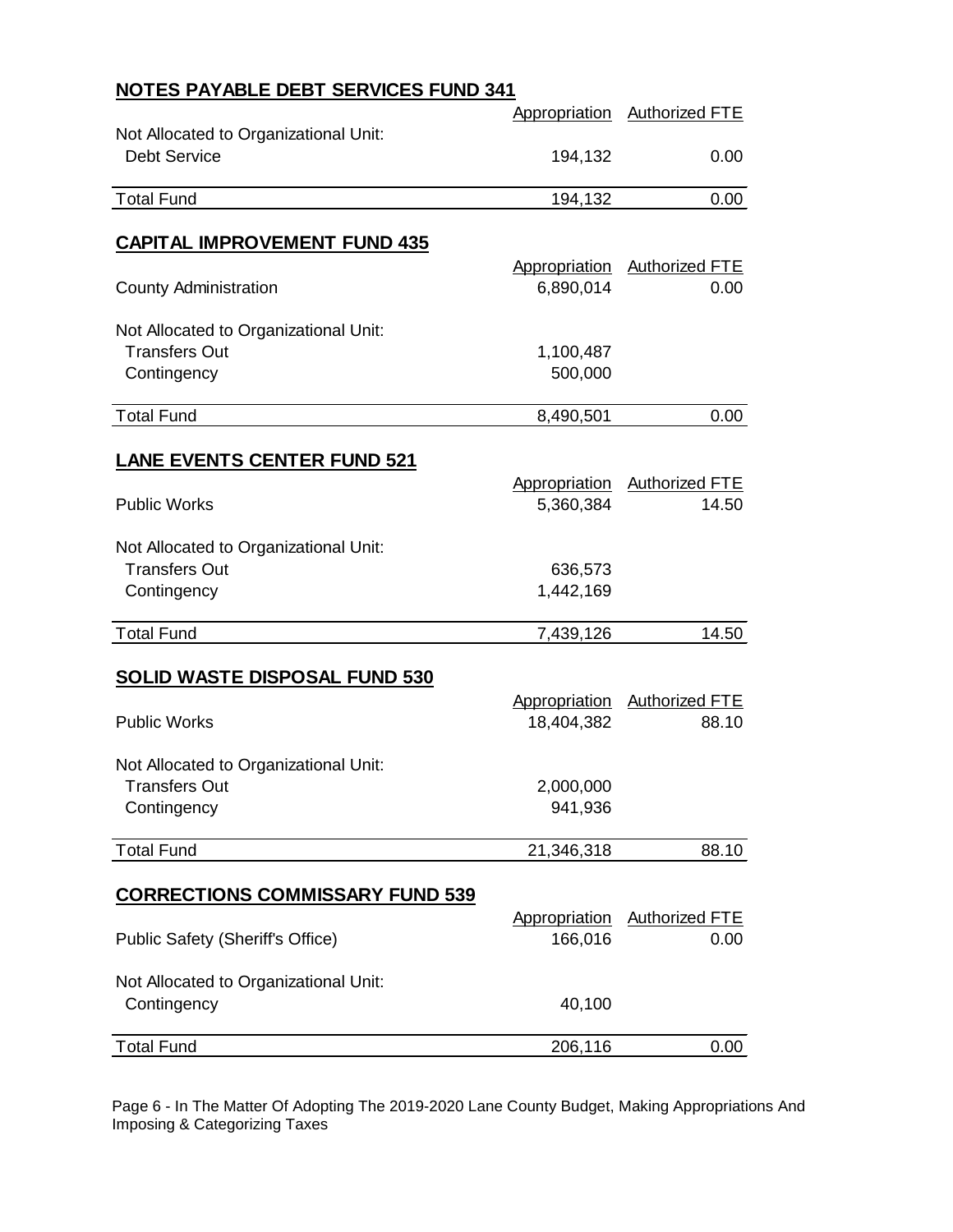## NOTES PAYABLE DEBT SERVICES FUND 341

| | Appropriation | Authorized FTE |
|---|---|---|
| Not Allocated to Organizational Unit: | | |
| Debt Service | 194,132 | 0.00 |
| Total Fund | 194,132 | 0.00 |

## CAPITAL IMPROVEMENT FUND 435

| | Appropriation | Authorized FTE |
|---|---|---|
| County Administration | 6,890,014 | 0.00 |
| Not Allocated to Organizational Unit: | | |
| Transfers Out | 1,100,487 | |
| Contingency | 500,000 | |
| Total Fund | 8,490,501 | 0.00 |

## LANE EVENTS CENTER FUND 521

| | Appropriation | Authorized FTE |
|---|---|---|
| Public Works | 5,360,384 | 14.50 |
| Not Allocated to Organizational Unit: | | |
| Transfers Out | 636,573 | |
| Contingency | 1,442,169 | |
| Total Fund | 7,439,126 | 14.50 |

## SOLID WASTE DISPOSAL FUND 530

| | Appropriation | Authorized FTE |
|---|---|---|
| Public Works | 18,404,382 | 88.10 |
| Not Allocated to Organizational Unit: | | |
| Transfers Out | 2,000,000 | |
| Contingency | 941,936 | |
| Total Fund | 21,346,318 | 88.10 |

## CORRECTIONS COMMISSARY FUND 539

| | Appropriation | Authorized FTE |
|---|---|---|
| Public Safety (Sheriff's Office) | 166,016 | 0.00 |
| Not Allocated to Organizational Unit: | | |
| Contingency | 40,100 | |
| Total Fund | 206,116 | 0.00 |

Page 6 - In The Matter Of Adopting The 2019-2020 Lane County Budget, Making Appropriations And Imposing & Categorizing Taxes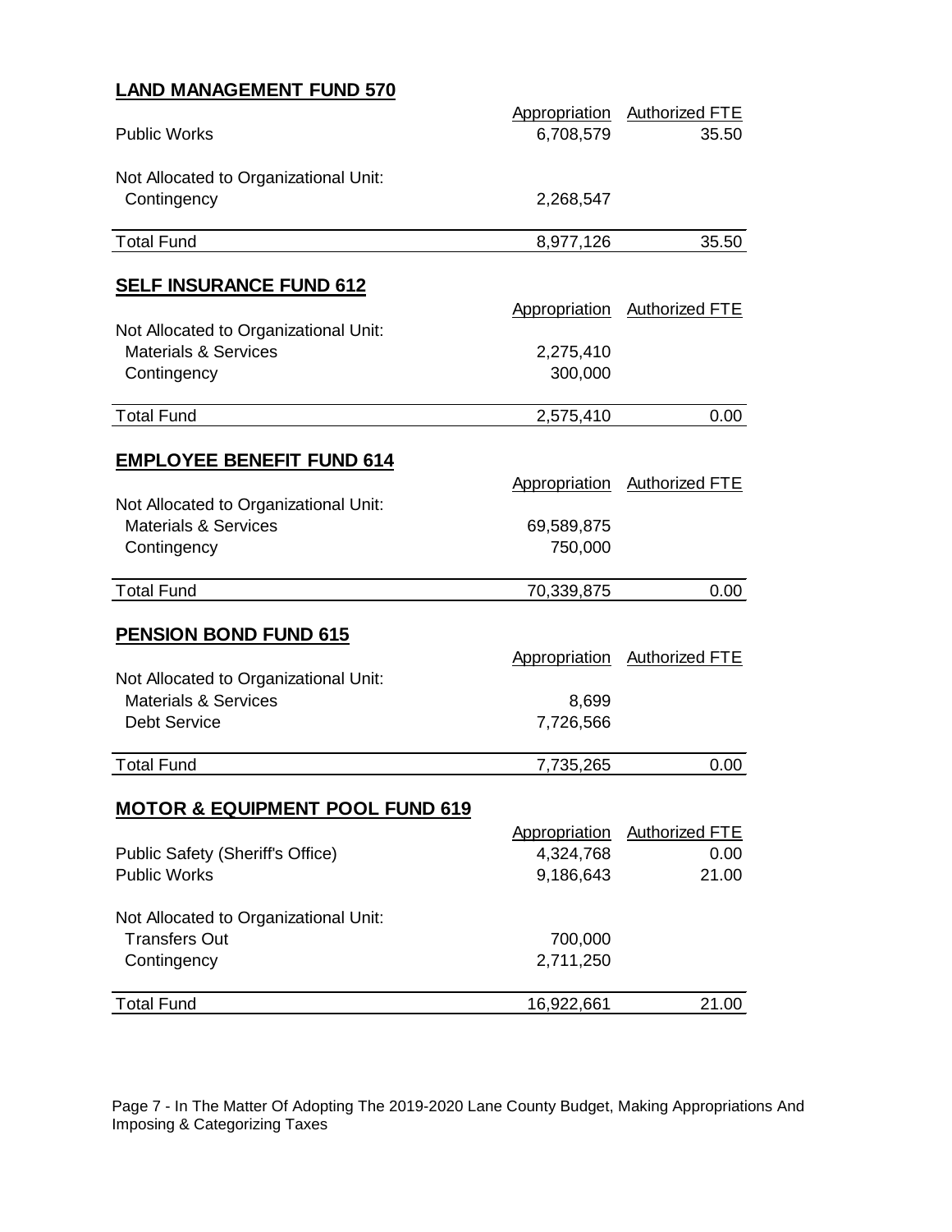## LAND MANAGEMENT FUND 570

| | Appropriation | Authorized FTE |
|---|---|---|
| Public Works | 6,708,579 | 35.50 |
| Not Allocated to Organizational Unit: | | |
| Contingency | 2,268,547 | |
| Total Fund | 8,977,126 | 35.50 |

## SELF INSURANCE FUND 612

| | Appropriation | Authorized FTE |
|---|---|---|
| Not Allocated to Organizational Unit: | | |
| Materials & Services | 2,275,410 | |
| Contingency | 300,000 | |
| Total Fund | 2,575,410 | 0.00 |

## EMPLOYEE BENEFIT FUND 614

| | Appropriation | Authorized FTE |
|---|---|---|
| Not Allocated to Organizational Unit: | | |
| Materials & Services | 69,589,875 | |
| Contingency | 750,000 | |
| Total Fund | 70,339,875 | 0.00 |

## PENSION BOND FUND 615

| | Appropriation | Authorized FTE |
|---|---|---|
| Not Allocated to Organizational Unit: | | |
| Materials & Services | 8,699 | |
| Debt Service | 7,726,566 | |
| Total Fund | 7,735,265 | 0.00 |

## MOTOR & EQUIPMENT POOL FUND 619

| | Appropriation | Authorized FTE |
|---|---|---|
| Public Safety (Sheriff's Office) | 4,324,768 | 0.00 |
| Public Works | 9,186,643 | 21.00 |
| Not Allocated to Organizational Unit: | | |
| Transfers Out | 700,000 | |
| Contingency | 2,711,250 | |
| Total Fund | 16,922,661 | 21.00 |

Page 7 - In The Matter Of Adopting The 2019-2020 Lane County Budget, Making Appropriations And Imposing & Categorizing Taxes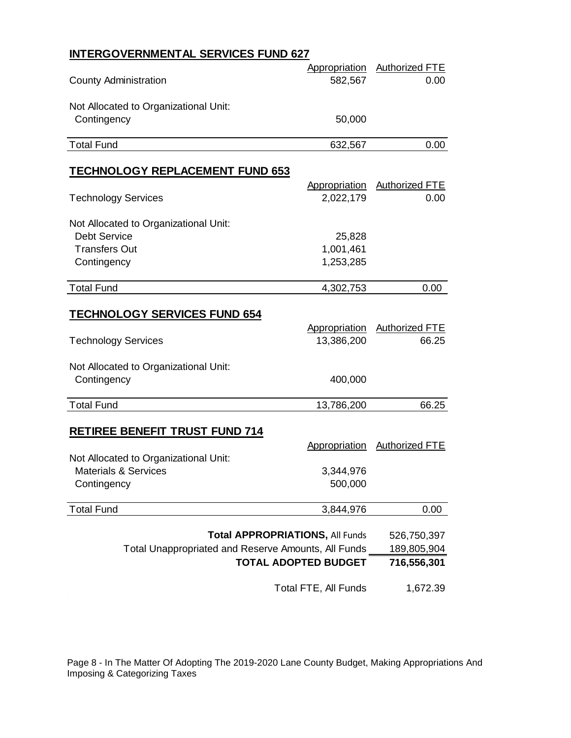## INTERGOVERNMENTAL SERVICES FUND 627

| | Appropriation | Authorized FTE |
|---|---|---|
| County Administration | 582,567 | 0.00 |
| Not Allocated to Organizational Unit: | | |
| Contingency | 50,000 | |
| Total Fund | 632,567 | 0.00 |

## TECHNOLOGY REPLACEMENT FUND 653

| | Appropriation | Authorized FTE |
|---|---|---|
| Technology Services | 2,022,179 | 0.00 |
| Not Allocated to Organizational Unit: | | |
| Debt Service | 25,828 | |
| Transfers Out | 1,001,461 | |
| Contingency | 1,253,285 | |
| Total Fund | 4,302,753 | 0.00 |

## TECHNOLOGY SERVICES FUND 654

| | Appropriation | Authorized FTE |
|---|---|---|
| Technology Services | 13,386,200 | 66.25 |
| Not Allocated to Organizational Unit: | | |
| Contingency | 400,000 | |
| Total Fund | 13,786,200 | 66.25 |

## RETIREE BENEFIT TRUST FUND 714

| | Appropriation | Authorized FTE |
|---|---|---|
| Not Allocated to Organizational Unit: | | |
| Materials & Services | 3,344,976 | |
| Contingency | 500,000 | |
| Total Fund | 3,844,976 | 0.00 |

| | |
|---|---|
| **Total APPROPRIATIONS,** All Funds | 526,750,397 |
| Total Unappropriated and Reserve Amounts, All Funds | 189,805,904 |
| **TOTAL ADOPTED BUDGET** | **716,556,301** |
| Total FTE, All Funds | 1,672.39 |

Page 8 - In The Matter Of Adopting The 2019-2020 Lane County Budget, Making Appropriations And Imposing & Categorizing Taxes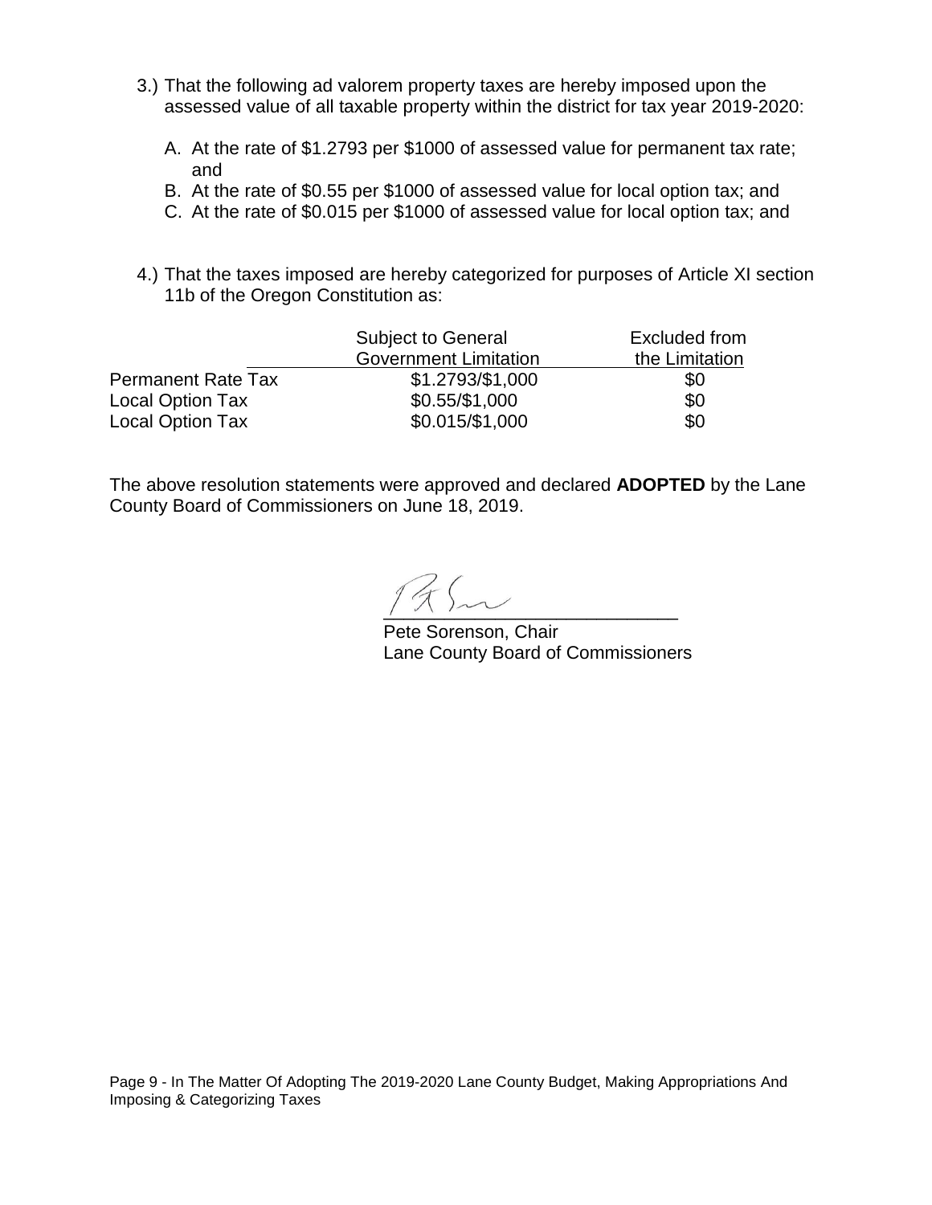3.) That the following ad valorem property taxes are hereby imposed upon the assessed value of all taxable property within the district for tax year 2019-2020:

   A. At the rate of $1.2793 per $1000 of assessed value for permanent tax rate; and
   B. At the rate of $0.55 per $1000 of assessed value for local option tax; and
   C. At the rate of $0.015 per $1000 of assessed value for local option tax; and

4.) That the taxes imposed are hereby categorized for purposes of Article XI section 11b of the Oregon Constitution as:

| | Subject to General Government Limitation | Excluded from the Limitation |
|---|---|---|
| Permanent Rate Tax | $1.2793/$1,000 | $0 |
| Local Option Tax | $0.55/$1,000 | $0 |
| Local Option Tax | $0.015/$1,000 | $0 |

The above resolution statements were approved and declared **ADOPTED** by the Lane County Board of Commissioners on June 18, 2019.

Pete Sorenson, Chair
Lane County Board of Commissioners

Page 9 - In The Matter Of Adopting The 2019-2020 Lane County Budget, Making Appropriations And Imposing & Categorizing Taxes